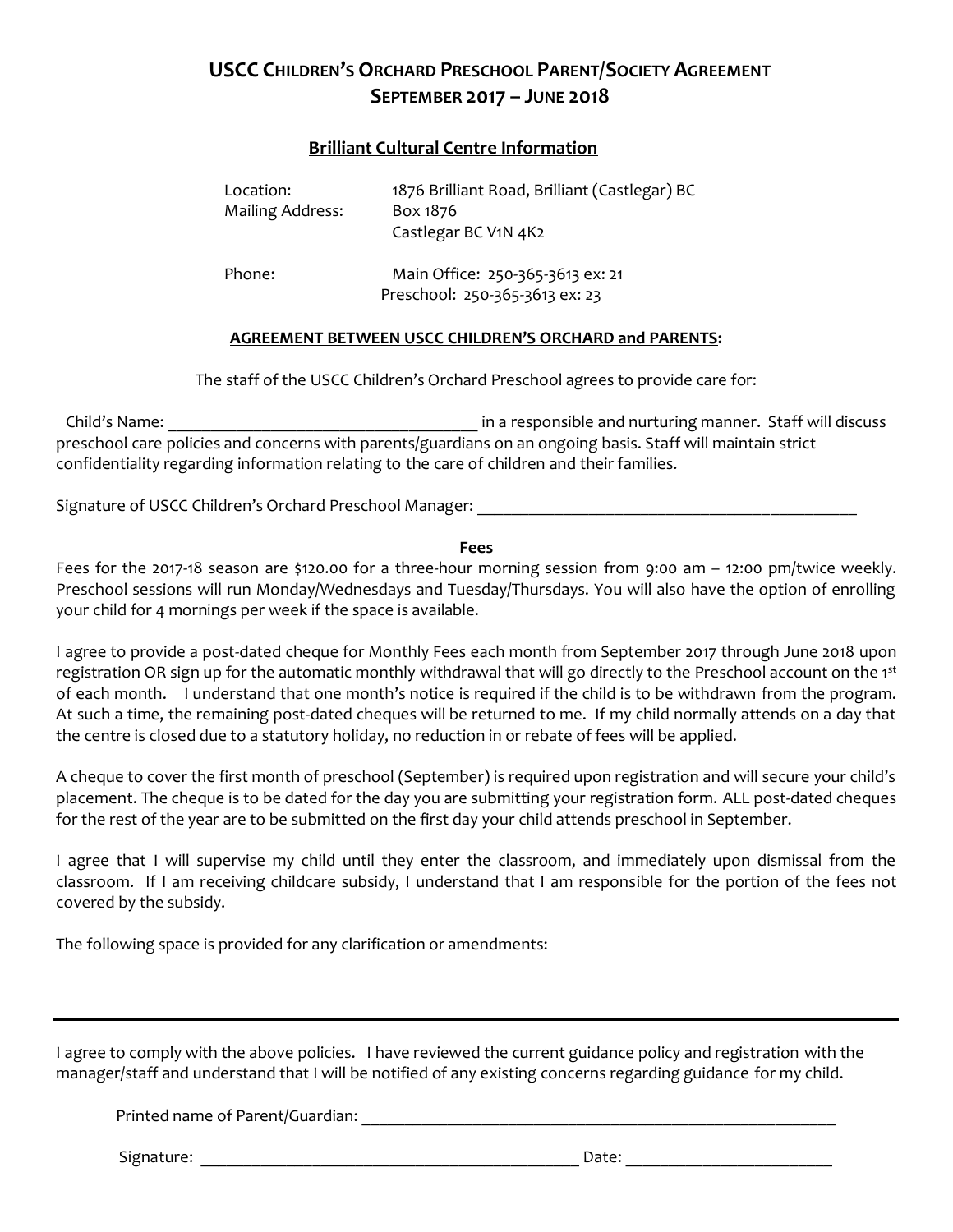# USCC Children's Orchard Preschool Parent/Society Agreement
# September 2017 – June 2018

## Brilliant Cultural Centre Information

Location: 1876 Brilliant Road, Brilliant (Castlegar) BC
Mailing Address: Box 1876
Castlegar BC V1N 4K2

Phone: Main Office: 250-365-3613 ex: 21
Preschool: 250-365-3613 ex: 23

**AGREEMENT BETWEEN USCC CHILDREN'S ORCHARD and PARENTS:**

The staff of the USCC Children's Orchard Preschool agrees to provide care for:

Child's Name: ____________________________________ in a responsible and nurturing manner. Staff will discuss preschool care policies and concerns with parents/guardians on an ongoing basis. Staff will maintain strict confidentiality regarding information relating to the care of children and their families.

Signature of USCC Children's Orchard Preschool Manager: ____________________________________________

**Fees**

Fees for the 2017-18 season are $120.00 for a three-hour morning session from 9:00 am – 12:00 pm/twice weekly. Preschool sessions will run Monday/Wednesdays and Tuesday/Thursdays. You will also have the option of enrolling your child for 4 mornings per week if the space is available.

I agree to provide a post-dated cheque for Monthly Fees each month from September 2017 through June 2018 upon registration OR sign up for the automatic monthly withdrawal that will go directly to the Preschool account on the 1st of each month. I understand that one month's notice is required if the child is to be withdrawn from the program. At such a time, the remaining post-dated cheques will be returned to me. If my child normally attends on a day that the centre is closed due to a statutory holiday, no reduction in or rebate of fees will be applied.

A cheque to cover the first month of preschool (September) is required upon registration and will secure your child's placement. The cheque is to be dated for the day you are submitting your registration form. ALL post-dated cheques for the rest of the year are to be submitted on the first day your child attends preschool in September.

I agree that I will supervise my child until they enter the classroom, and immediately upon dismissal from the classroom. If I am receiving childcare subsidy, I understand that I am responsible for the portion of the fees not covered by the subsidy.

The following space is provided for any clarification or amendments:

---

I agree to comply with the above policies. I have reviewed the current guidance policy and registration with the manager/staff and understand that I will be notified of any existing concerns regarding guidance for my child.

Printed name of Parent/Guardian: ________________________________________________________

Signature: ____________________________________________ Date: ________________________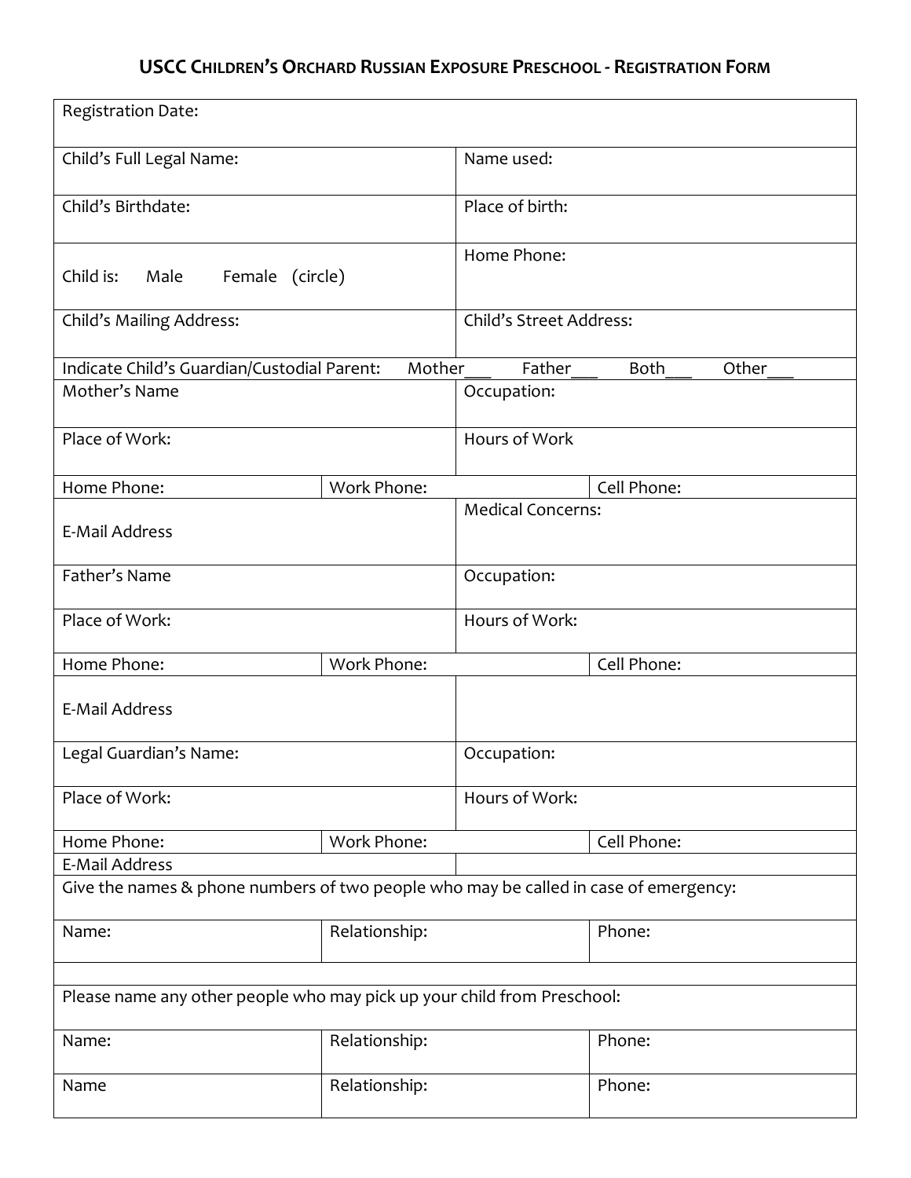# USCC Children's Orchard Russian Exposure Preschool - Registration Form

| | | |
|---|---|---|
| Registration Date: | | |
| Child's Full Legal Name: | Name used: | |
| Child's Birthdate: | Place of birth: | |
| Child is: Male Female (circle) | Home Phone: | |
| Child's Mailing Address: | Child's Street Address: | |
| Indicate Child's Guardian/Custodial Parent: Mother___ Father___ Both___ Other___ | | |
| Mother's Name | Occupation: | |
| Place of Work: | Hours of Work | |
| Home Phone: | Work Phone: | Cell Phone: |
| E-Mail Address | Medical Concerns: | |
| Father's Name | Occupation: | |
| Place of Work: | Hours of Work: | |
| Home Phone: | Work Phone: | Cell Phone: |
| E-Mail Address | | |
| Legal Guardian's Name: | Occupation: | |
| Place of Work: | Hours of Work: | |
| Home Phone: | Work Phone: | Cell Phone: |
| E-Mail Address | | |
| Give the names & phone numbers of two people who may be called in case of emergency: | | |
| Name: | Relationship: | Phone: |
| | | |
| Please name any other people who may pick up your child from Preschool: | | |
| Name: | Relationship: | Phone: |
| Name | Relationship: | Phone: |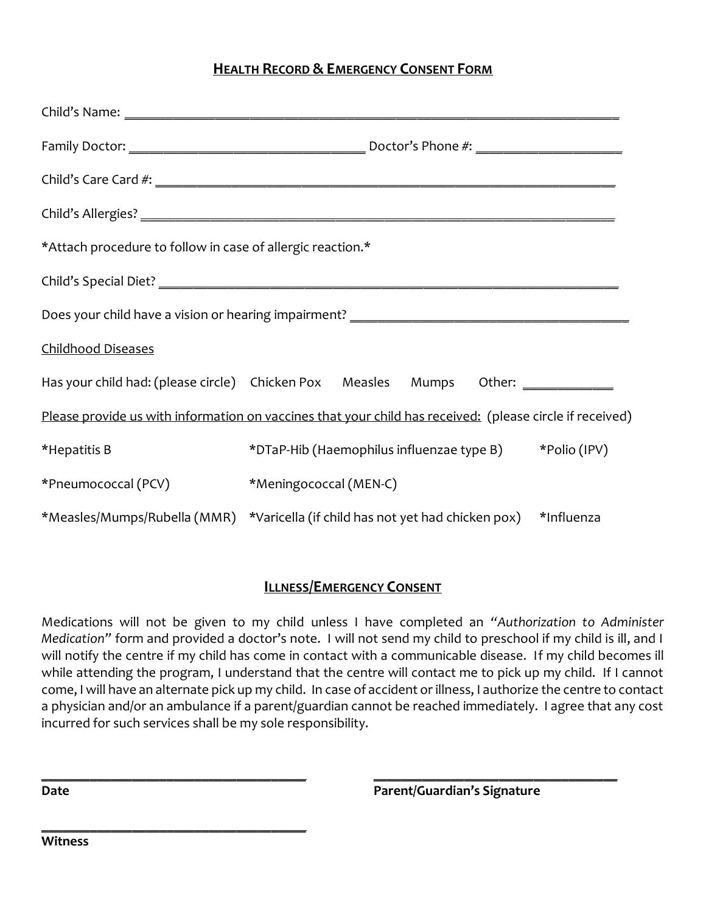# HEALTH RECORD & EMERGENCY CONSENT FORM

Child's Name: ______________________________________________________________________

Family Doctor: _________________________________ Doctor's Phone #: ____________________

Child's Care Card #: _________________________________________________________________

Child's Allergies? ___________________________________________________________________

*Attach procedure to follow in case of allergic reaction.*

Child's Special Diet? _________________________________________________________________

Does your child have a vision or hearing impairment? ______________________________________

Childhood Diseases

Has your child had: (please circle) Chicken Pox Measles Mumps Other: ___________

Please provide us with information on vaccines that your child has received: (please circle if received)

| | | |
|---|---|---|
| *Hepatitis B | *DTaP-Hib (Haemophilus influenzae type B) | *Polio (IPV) |
| *Pneumococcal (PCV) | *Meningococcal (MEN-C) | |
| *Measles/Mumps/Rubella (MMR) | *Varicella (if child has not yet had chicken pox) | *Influenza |

## ILLNESS/EMERGENCY CONSENT

Medications will not be given to my child unless I have completed an *"Authorization to Administer Medication"* form and provided a doctor's note. I will not send my child to preschool if my child is ill, and I will notify the centre if my child has come in contact with a communicable disease. If my child becomes ill while attending the program, I understand that the centre will contact me to pick up my child. If I cannot come, I will have an alternate pick up my child. In case of accident or illness, I authorize the centre to contact a physician and/or an ambulance if a parent/guardian cannot be reached immediately. I agree that any cost incurred for such services shall be my sole responsibility.

______________________________________ ______________________________________

**Date** **Parent/Guardian's Signature**

______________________________________

**Witness**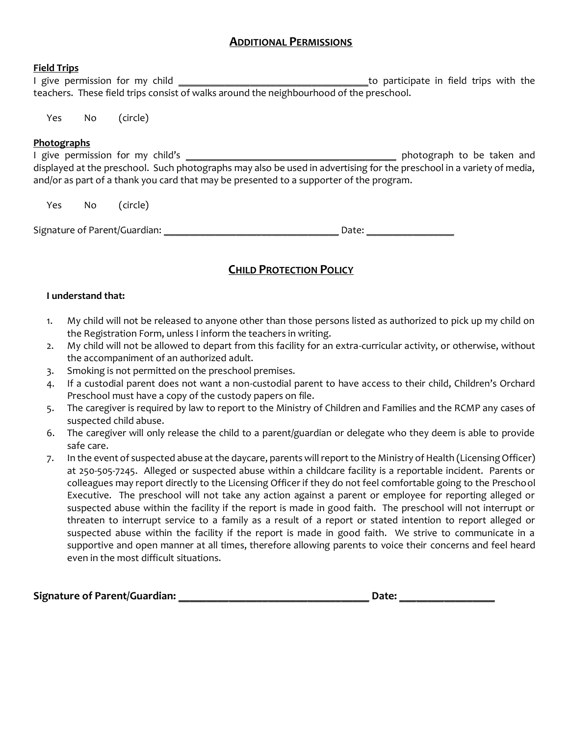## ADDITIONAL PERMISSIONS

**Field Trips**

I give permission for my child ______________________________________to participate in field trips with the teachers. These field trips consist of walks around the neighbourhood of the preschool.

Yes No (circle)

**Photographs**

I give permission for my child's ___________________________________________ photograph to be taken and displayed at the preschool. Such photographs may also be used in advertising for the preschool in a variety of media, and/or as part of a thank you card that may be presented to a supporter of the program.

Yes No (circle)

Signature of Parent/Guardian: ___________________________________ Date: _________________

## CHILD PROTECTION POLICY

**I understand that:**

1. My child will not be released to anyone other than those persons listed as authorized to pick up my child on the Registration Form, unless I inform the teachers in writing.
2. My child will not be allowed to depart from this facility for an extra-curricular activity, or otherwise, without the accompaniment of an authorized adult.
3. Smoking is not permitted on the preschool premises.
4. If a custodial parent does not want a non-custodial parent to have access to their child, Children's Orchard Preschool must have a copy of the custody papers on file.
5. The caregiver is required by law to report to the Ministry of Children and Families and the RCMP any cases of suspected child abuse.
6. The caregiver will only release the child to a parent/guardian or delegate who they deem is able to provide safe care.
7. In the event of suspected abuse at the daycare, parents will report to the Ministry of Health (Licensing Officer) at 250-505-7245. Alleged or suspected abuse within a childcare facility is a reportable incident. Parents or colleagues may report directly to the Licensing Officer if they do not feel comfortable going to the Preschool Executive. The preschool will not take any action against a parent or employee for reporting alleged or suspected abuse within the facility if the report is made in good faith. The preschool will not interrupt or threaten to interrupt service to a family as a result of a report or stated intention to report alleged or suspected abuse within the facility if the report is made in good faith. We strive to communicate in a supportive and open manner at all times, therefore allowing parents to voice their concerns and feel heard even in the most difficult situations.

**Signature of Parent/Guardian: ___________________________________ Date: _________________**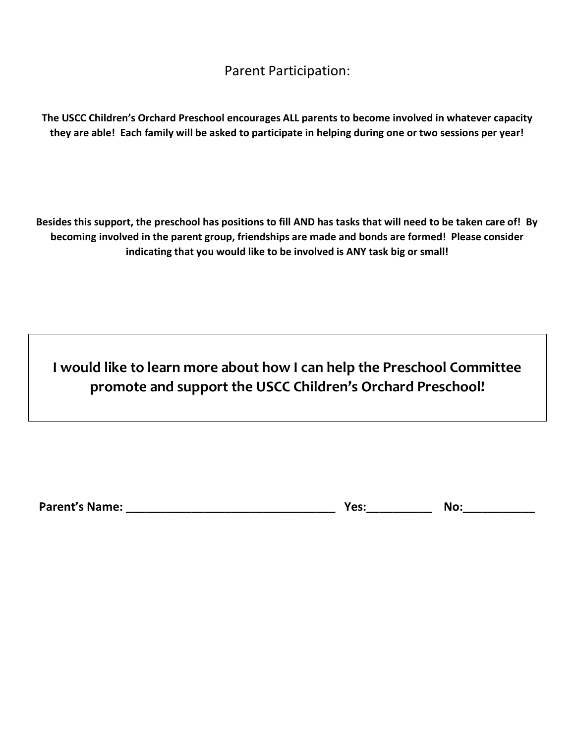# Parent Participation:

**The USCC Children's Orchard Preschool encourages ALL parents to become involved in whatever capacity they are able! Each family will be asked to participate in helping during one or two sessions per year!**

**Besides this support, the preschool has positions to fill AND has tasks that will need to be taken care of! By becoming involved in the parent group, friendships are made and bonds are formed! Please consider indicating that you would like to be involved is ANY task big or small!**

**I would like to learn more about how I can help the Preschool Committee promote and support the USCC Children's Orchard Preschool!**

**Parent's Name: _________________________________ Yes:__________ No:___________**